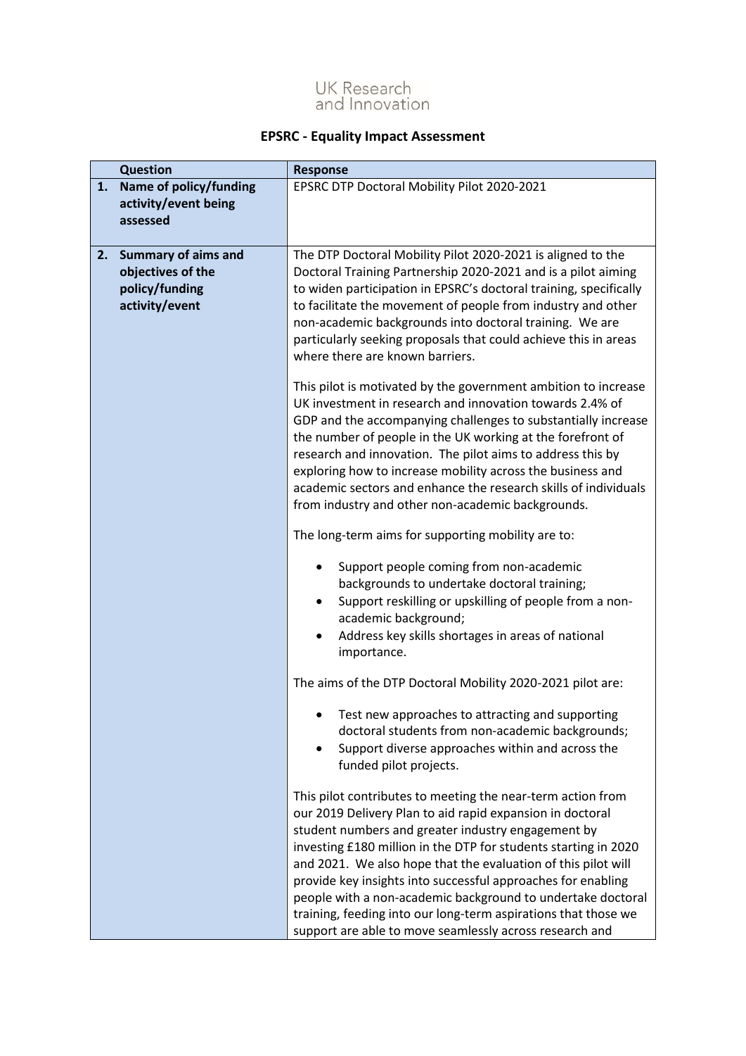UK Research and Innovation

# EPSRC - Equality Impact Assessment

| | Question | Response |
|---|---|---|
| 1. | **Name of policy/funding activity/event being assessed** | EPSRC DTP Doctoral Mobility Pilot 2020-2021 |
| 2. | **Summary of aims and objectives of the policy/funding activity/event** | The DTP Doctoral Mobility Pilot 2020-2021 is aligned to the Doctoral Training Partnership 2020-2021 and is a pilot aiming to widen participation in EPSRC's doctoral training, specifically to facilitate the movement of people from industry and other non-academic backgrounds into doctoral training. We are particularly seeking proposals that could achieve this in areas where there are known barriers.<br><br>This pilot is motivated by the government ambition to increase UK investment in research and innovation towards 2.4% of GDP and the accompanying challenges to substantially increase the number of people in the UK working at the forefront of research and innovation. The pilot aims to address this by exploring how to increase mobility across the business and academic sectors and enhance the research skills of individuals from industry and other non-academic backgrounds.<br><br>The long-term aims for supporting mobility are to:<br><br>• Support people coming from non-academic backgrounds to undertake doctoral training;<br>• Support reskilling or upskilling of people from a non-academic background;<br>• Address key skills shortages in areas of national importance.<br><br>The aims of the DTP Doctoral Mobility 2020-2021 pilot are:<br><br>• Test new approaches to attracting and supporting doctoral students from non-academic backgrounds;<br>• Support diverse approaches within and across the funded pilot projects.<br><br>This pilot contributes to meeting the near-term action from our 2019 Delivery Plan to aid rapid expansion in doctoral student numbers and greater industry engagement by investing £180 million in the DTP for students starting in 2020 and 2021. We also hope that the evaluation of this pilot will provide key insights into successful approaches for enabling people with a non-academic background to undertake doctoral training, feeding into our long-term aspirations that those we support are able to move seamlessly across research and |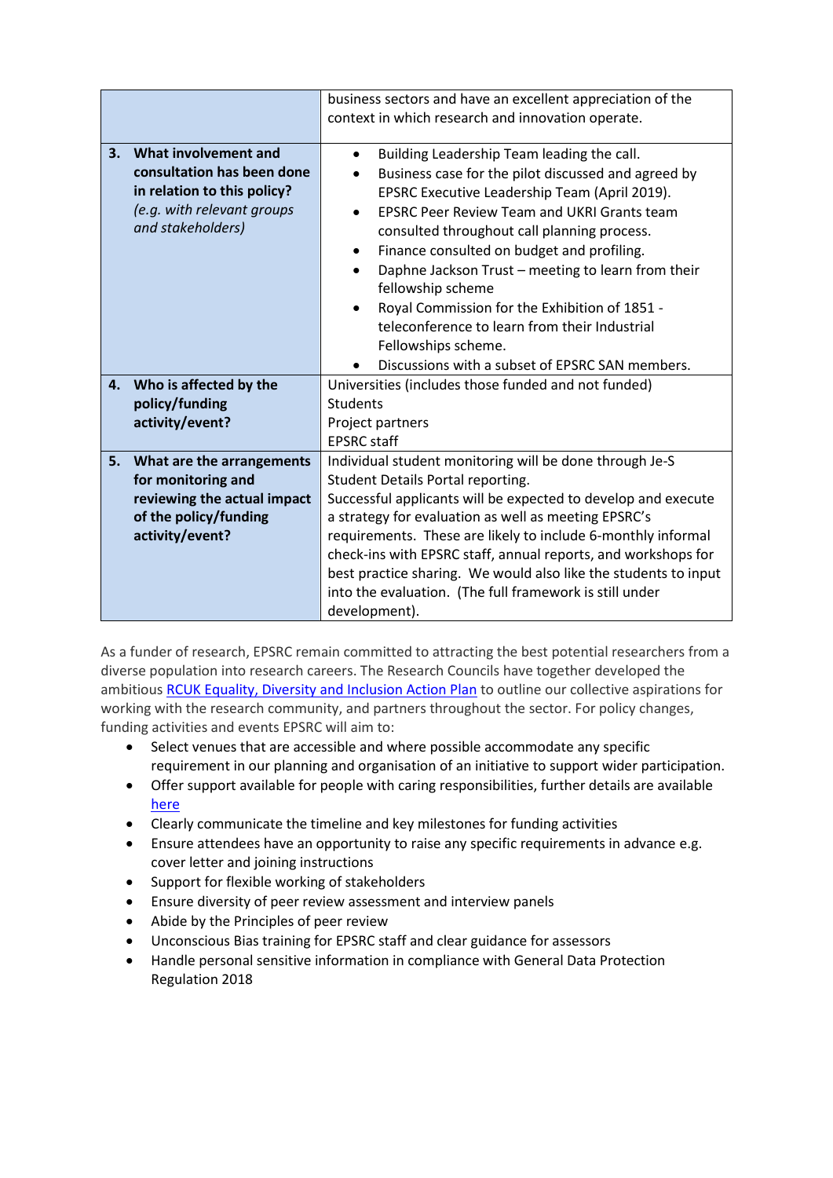| | |
|---|---|
| | business sectors and have an excellent appreciation of the context in which research and innovation operate. |
| **3. What involvement and consultation has been done in relation to this policy?** *(e.g. with relevant groups and stakeholders)* | • Building Leadership Team leading the call.<br>• Business case for the pilot discussed and agreed by EPSRC Executive Leadership Team (April 2019).<br>• EPSRC Peer Review Team and UKRI Grants team consulted throughout call planning process.<br>• Finance consulted on budget and profiling.<br>• Daphne Jackson Trust – meeting to learn from their fellowship scheme<br>• Royal Commission for the Exhibition of 1851 - teleconference to learn from their Industrial Fellowships scheme.<br>• Discussions with a subset of EPSRC SAN members. |
| **4. Who is affected by the policy/funding activity/event?** | Universities (includes those funded and not funded)<br>Students<br>Project partners<br>EPSRC staff |
| **5. What are the arrangements for monitoring and reviewing the actual impact of the policy/funding activity/event?** | Individual student monitoring will be done through Je-S Student Details Portal reporting.<br>Successful applicants will be expected to develop and execute a strategy for evaluation as well as meeting EPSRC's requirements. These are likely to include 6-monthly informal check-ins with EPSRC staff, annual reports, and workshops for best practice sharing. We would also like the students to input into the evaluation. (The full framework is still under development). |

As a funder of research, EPSRC remain committed to attracting the best potential researchers from a diverse population into research careers. The Research Councils have together developed the ambitious [RCUK Equality, Diversity and Inclusion Action Plan] to outline our collective aspirations for working with the research community, and partners throughout the sector. For policy changes, funding activities and events EPSRC will aim to:

- Select venues that are accessible and where possible accommodate any specific requirement in our planning and organisation of an initiative to support wider participation.
- Offer support available for people with caring responsibilities, further details are available [here]
- Clearly communicate the timeline and key milestones for funding activities
- Ensure attendees have an opportunity to raise any specific requirements in advance e.g. cover letter and joining instructions
- Support for flexible working of stakeholders
- Ensure diversity of peer review assessment and interview panels
- Abide by the Principles of peer review
- Unconscious Bias training for EPSRC staff and clear guidance for assessors
- Handle personal sensitive information in compliance with General Data Protection Regulation 2018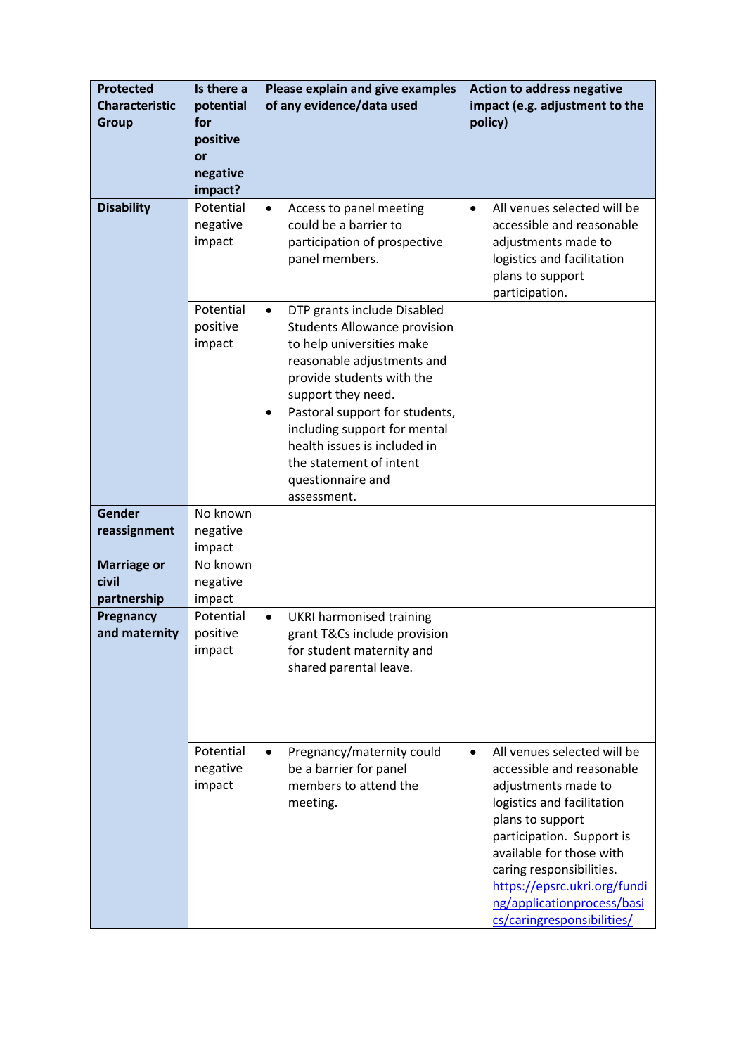| Protected Characteristic Group | Is there a potential for positive or negative impact? | Please explain and give examples of any evidence/data used | Action to address negative impact (e.g. adjustment to the policy) |
|---|---|---|---|
| **Disability** | Potential negative impact | • Access to panel meeting could be a barrier to participation of prospective panel members. | • All venues selected will be accessible and reasonable adjustments made to logistics and facilitation plans to support participation. |
| | Potential positive impact | • DTP grants include Disabled Students Allowance provision to help universities make reasonable adjustments and provide students with the support they need. • Pastoral support for students, including support for mental health issues is included in the statement of intent questionnaire and assessment. | |
| **Gender reassignment** | No known negative impact | | |
| **Marriage or civil partnership** | No known negative impact | | |
| **Pregnancy and maternity** | Potential positive impact | • UKRI harmonised training grant T&Cs include provision for student maternity and shared parental leave. | |
| | Potential negative impact | • Pregnancy/maternity could be a barrier for panel members to attend the meeting. | • All venues selected will be accessible and reasonable adjustments made to logistics and facilitation plans to support participation. Support is available for those with caring responsibilities. https://epsrc.ukri.org/funding/applicationprocess/basics/caringresponsibilities/ |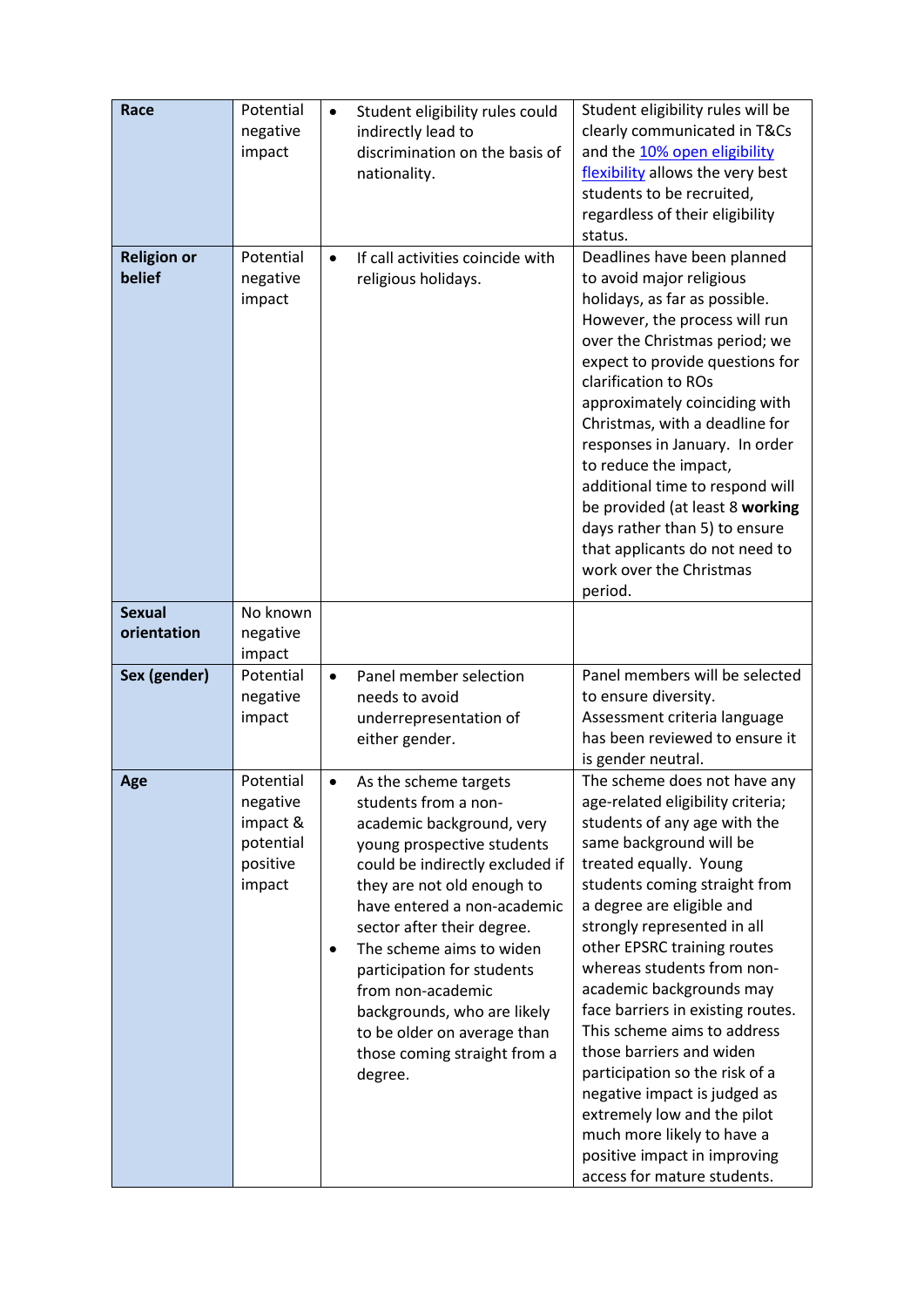| **Race** | Potential negative impact | • Student eligibility rules could indirectly lead to discrimination on the basis of nationality. | Student eligibility rules will be clearly communicated in T&Cs and the [10% open eligibility flexibility]() allows the very best students to be recruited, regardless of their eligibility status. |
|---|---|---|---|
| **Religion or belief** | Potential negative impact | • If call activities coincide with religious holidays. | Deadlines have been planned to avoid major religious holidays, as far as possible. However, the process will run over the Christmas period; we expect to provide questions for clarification to ROs approximately coinciding with Christmas, with a deadline for responses in January. In order to reduce the impact, additional time to respond will be provided (at least 8 **working** days rather than 5) to ensure that applicants do not need to work over the Christmas period. |
| **Sexual orientation** | No known negative impact | | |
| **Sex (gender)** | Potential negative impact | • Panel member selection needs to avoid underrepresentation of either gender. | Panel members will be selected to ensure diversity. Assessment criteria language has been reviewed to ensure it is gender neutral. |
| **Age** | Potential negative impact & potential positive impact | • As the scheme targets students from a non-academic background, very young prospective students could be indirectly excluded if they are not old enough to have entered a non-academic sector after their degree.<br>• The scheme aims to widen participation for students from non-academic backgrounds, who are likely to be older on average than those coming straight from a degree. | The scheme does not have any age-related eligibility criteria; students of any age with the same background will be treated equally. Young students coming straight from a degree are eligible and strongly represented in all other EPSRC training routes whereas students from non-academic backgrounds may face barriers in existing routes. This scheme aims to address those barriers and widen participation so the risk of a negative impact is judged as extremely low and the pilot much more likely to have a positive impact in improving access for mature students. |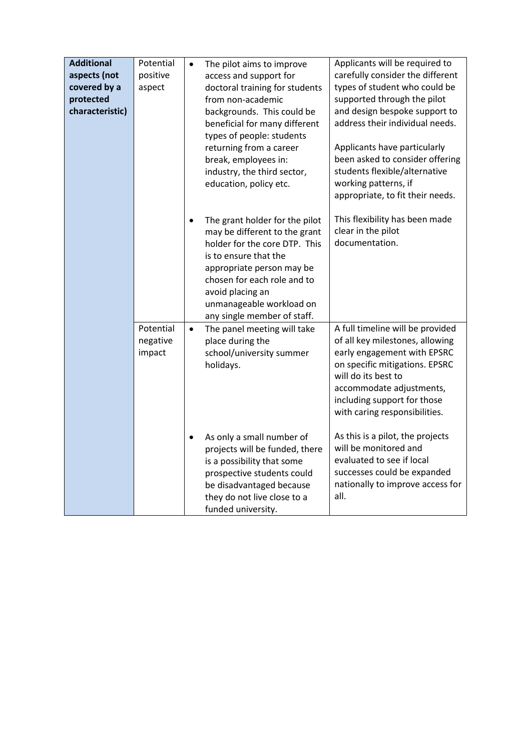| **Additional aspects (not covered by a protected characteristic)** | Potential positive aspect | • The pilot aims to improve access and support for doctoral training for students from non-academic backgrounds. This could be beneficial for many different types of people: students returning from a career break, employees in: industry, the third sector, education, policy etc. | Applicants will be required to carefully consider the different types of student who could be supported through the pilot and design bespoke support to address their individual needs.<br><br>Applicants have particularly been asked to consider offering students flexible/alternative working patterns, if appropriate, to fit their needs. |
|---|---|---|---|
| | | • The grant holder for the pilot may be different to the grant holder for the core DTP. This is to ensure that the appropriate person may be chosen for each role and to avoid placing an unmanageable workload on any single member of staff. | This flexibility has been made clear in the pilot documentation. |
| | Potential negative impact | • The panel meeting will take place during the school/university summer holidays. | A full timeline will be provided of all key milestones, allowing early engagement with EPSRC on specific mitigations. EPSRC will do its best to accommodate adjustments, including support for those with caring responsibilities. |
| | | • As only a small number of projects will be funded, there is a possibility that some prospective students could be disadvantaged because they do not live close to a funded university. | As this is a pilot, the projects will be monitored and evaluated to see if local successes could be expanded nationally to improve access for all. |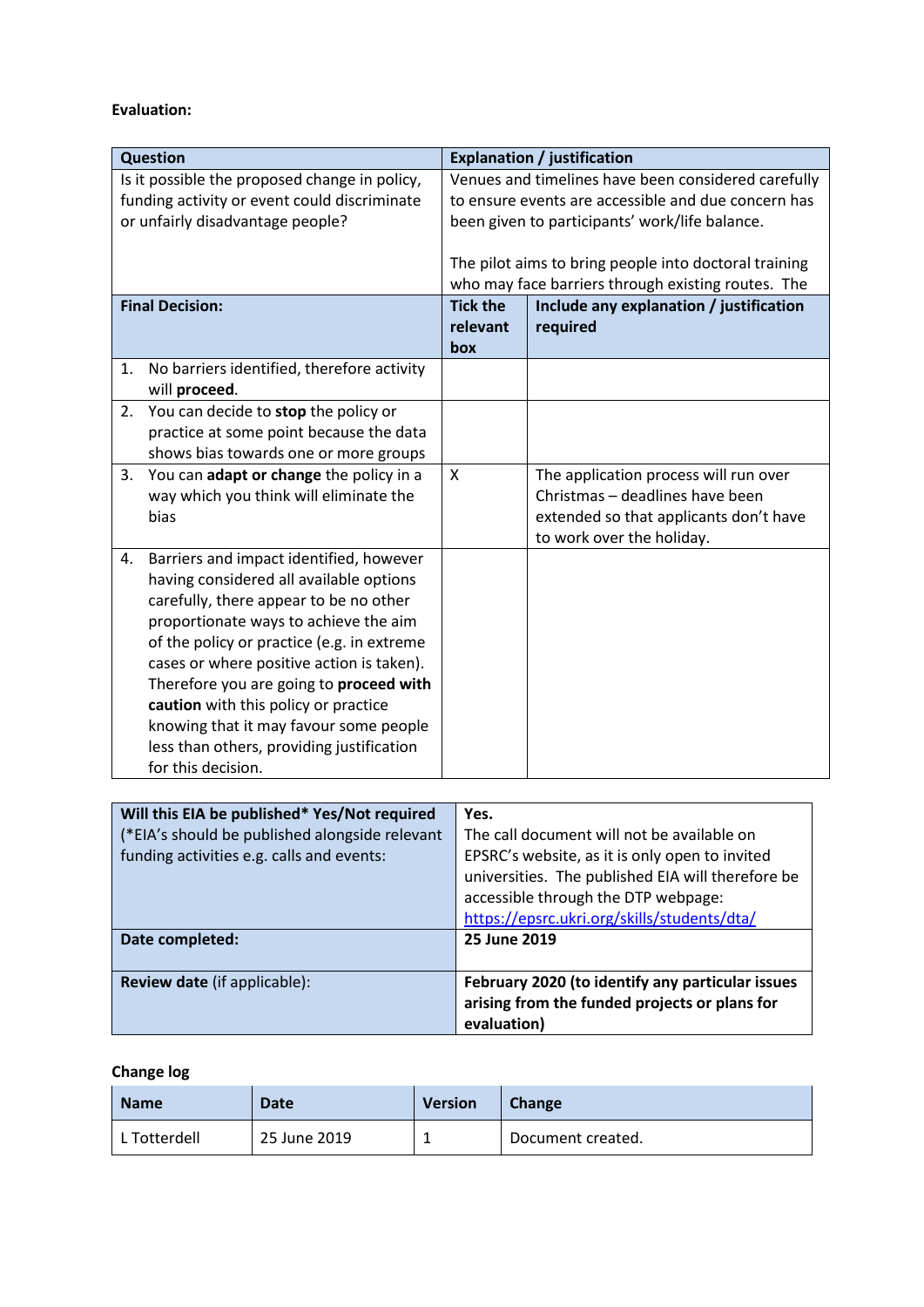**Evaluation:**

| Question | Explanation / justification | |
|---|---|---|
| Is it possible the proposed change in policy, funding activity or event could discriminate or unfairly disadvantage people? | Venues and timelines have been considered carefully to ensure events are accessible and due concern has been given to participants' work/life balance.<br><br>The pilot aims to bring people into doctoral training who may face barriers through existing routes. The | |
| **Final Decision:** | **Tick the relevant box** | **Include any explanation / justification required** |
| 1. No barriers identified, therefore activity will **proceed**. | | |
| 2. You can decide to **stop** the policy or practice at some point because the data shows bias towards one or more groups | | |
| 3. You can **adapt or change** the policy in a way which you think will eliminate the bias | X | The application process will run over Christmas – deadlines have been extended so that applicants don't have to work over the holiday. |
| 4. Barriers and impact identified, however having considered all available options carefully, there appear to be no other proportionate ways to achieve the aim of the policy or practice (e.g. in extreme cases or where positive action is taken). Therefore you are going to **proceed with caution** with this policy or practice knowing that it may favour some people less than others, providing justification for this decision. | | |

| | |
|---|---|
| **Will this EIA be published\* Yes/Not required**<br>(\*EIA's should be published alongside relevant funding activities e.g. calls and events: | **Yes.**<br>The call document will not be available on EPSRC's website, as it is only open to invited universities. The published EIA will therefore be accessible through the DTP webpage: [https://epsrc.ukri.org/skills/students/dta/](https://epsrc.ukri.org/skills/students/dta/) |
| **Date completed:** | **25 June 2019** |
| **Review date** (if applicable): | **February 2020 (to identify any particular issues arising from the funded projects or plans for evaluation)** |

**Change log**

| Name | Date | Version | Change |
|---|---|---|---|
| L Totterdell | 25 June 2019 | 1 | Document created. |